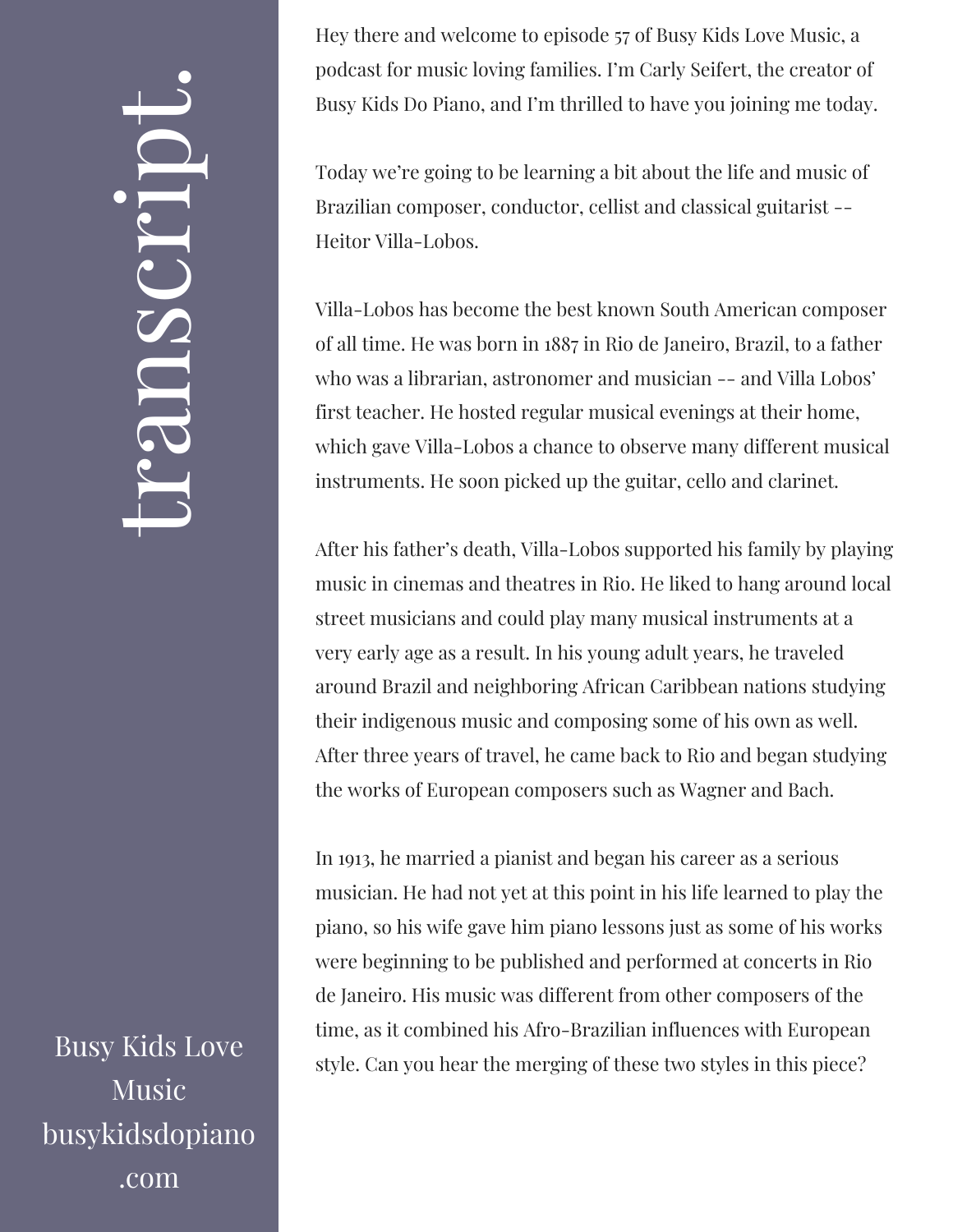# transcript.

Hey there and welcome to episode 57 of Busy Kids Love Music, a podcast for music loving families. I'm Carly Seifert, the creator of Busy Kids Do Piano, and I'm thrilled to have you joining me today.

Today we're going to be learning a bit about the life and music of Brazilian composer, conductor, cellist and classical guitarist -- Heitor Villa-Lobos.

Villa-Lobos has become the best known South American composer of all time. He was born in 1887 in Rio de Janeiro, Brazil, to a father who was a librarian, astronomer and musician -- and Villa Lobos' first teacher. He hosted regular musical evenings at their home, which gave Villa-Lobos a chance to observe many different musical instruments. He soon picked up the guitar, cello and clarinet.

After his father's death, Villa-Lobos supported his family by playing music in cinemas and theatres in Rio. He liked to hang around local street musicians and could play many musical instruments at a very early age as a result. In his young adult years, he traveled around Brazil and neighboring African Caribbean nations studying their indigenous music and composing some of his own as well. After three years of travel, he came back to Rio and began studying the works of European composers such as Wagner and Bach.

In 1913, he married a pianist and began his career as a serious musician. He had not yet at this point in his life learned to play the piano, so his wife gave him piano lessons just as some of his works were beginning to be published and performed at concerts in Rio de Janeiro. His music was different from other composers of the time, as it combined his Afro-Brazilian influences with European style. Can you hear the merging of these two styles in this piece?

Busy Kids Love Music
busykidsdopiano.com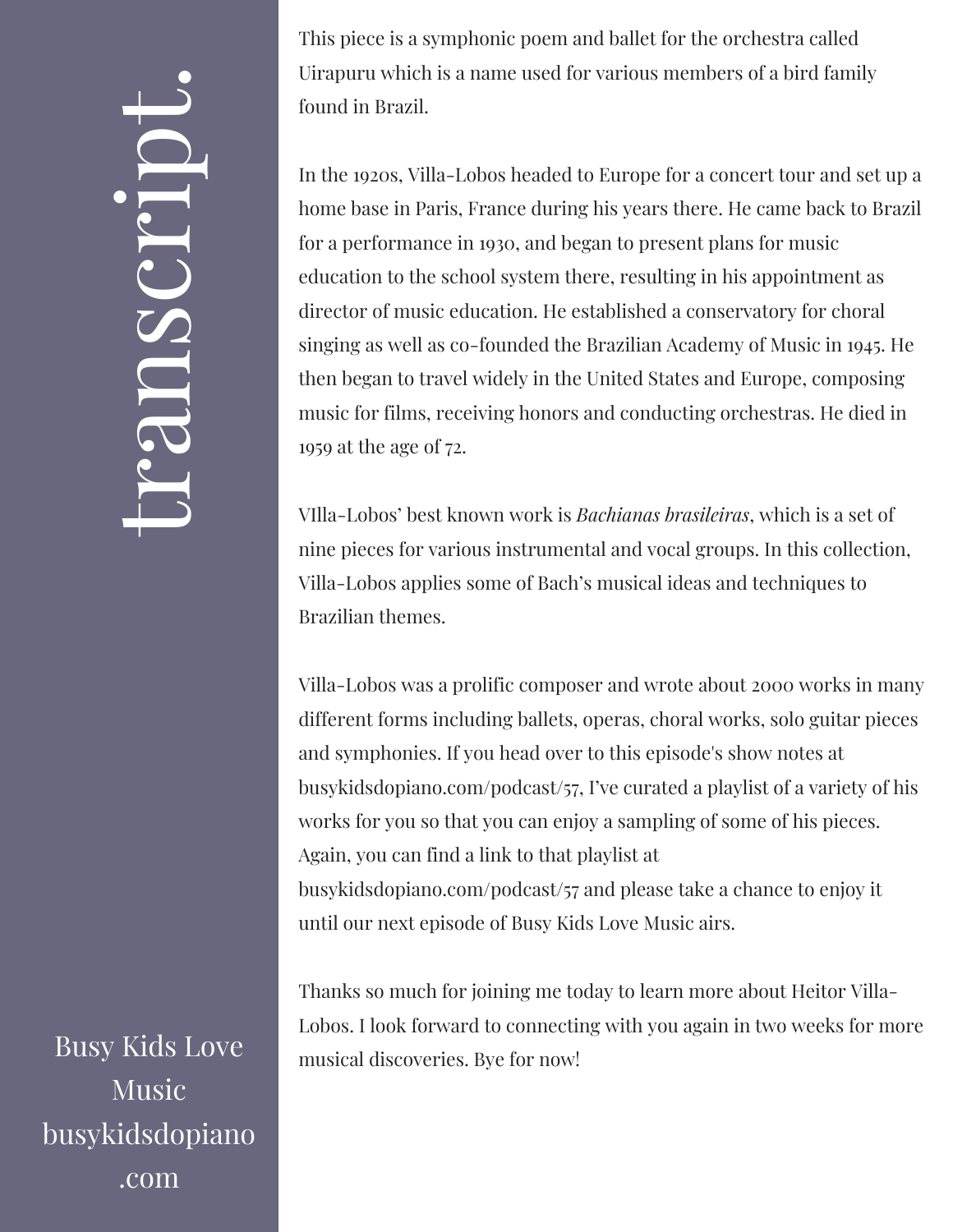This piece is a symphonic poem and ballet for the orchestra called Uirapuru which is a name used for various members of a bird family found in Brazil.

In the 1920s, Villa-Lobos headed to Europe for a concert tour and set up a home base in Paris, France during his years there. He came back to Brazil for a performance in 1930, and began to present plans for music education to the school system there, resulting in his appointment as director of music education. He established a conservatory for choral singing as well as co-founded the Brazilian Academy of Music in 1945. He then began to travel widely in the United States and Europe, composing music for films, receiving honors and conducting orchestras. He died in 1959 at the age of 72.

VIlla-Lobos' best known work is *Bachianas brasileiras*, which is a set of nine pieces for various instrumental and vocal groups. In this collection, Villa-Lobos applies some of Bach's musical ideas and techniques to Brazilian themes.

Villa-Lobos was a prolific composer and wrote about 2000 works in many different forms including ballets, operas, choral works, solo guitar pieces and symphonies. If you head over to this episode's show notes at busykidsdopiano.com/podcast/57, I've curated a playlist of a variety of his works for you so that you can enjoy a sampling of some of his pieces. Again, you can find a link to that playlist at busykidsdopiano.com/podcast/57 and please take a chance to enjoy it until our next episode of Busy Kids Love Music airs.

Thanks so much for joining me today to learn more about Heitor Villa-Lobos. I look forward to connecting with you again in two weeks for more musical discoveries. Bye for now!